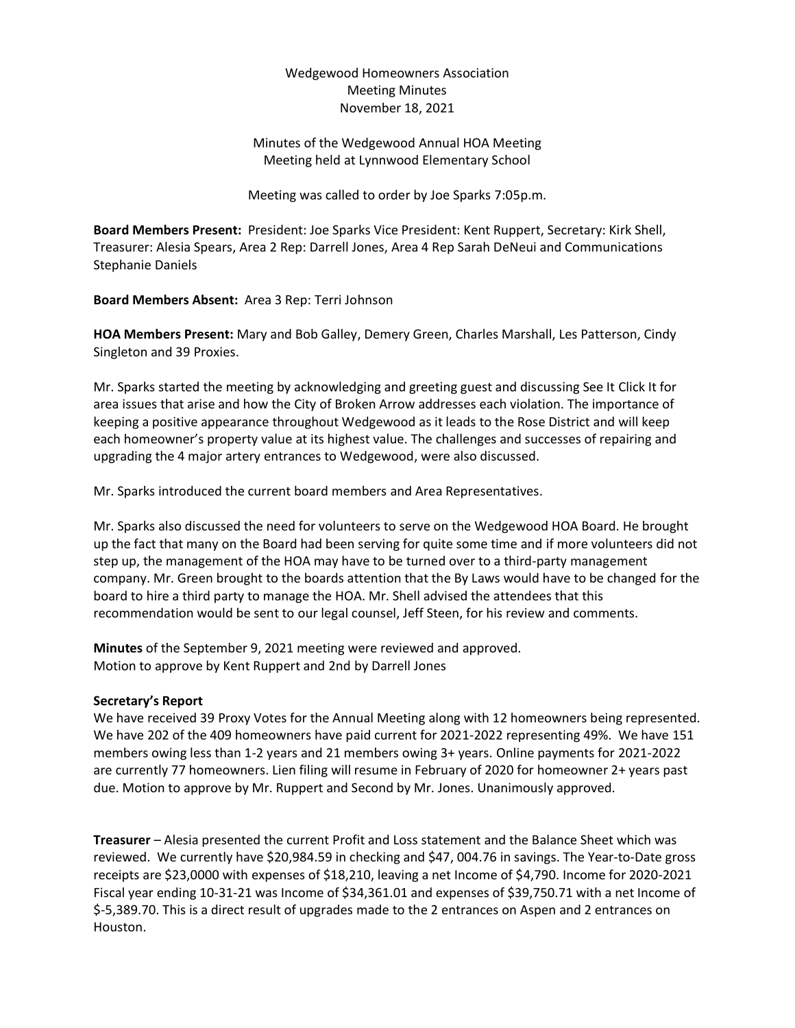Wedgewood Homeowners Association
Meeting Minutes
November 18, 2021

Minutes of the Wedgewood Annual HOA Meeting
Meeting held at Lynnwood Elementary School

Meeting was called to order by Joe Sparks 7:05p.m.

**Board Members Present:** President: Joe Sparks Vice President: Kent Ruppert, Secretary: Kirk Shell, Treasurer: Alesia Spears, Area 2 Rep: Darrell Jones, Area 4 Rep Sarah DeNeui and Communications Stephanie Daniels

**Board Members Absent:** Area 3 Rep: Terri Johnson

**HOA Members Present:** Mary and Bob Galley, Demery Green, Charles Marshall, Les Patterson, Cindy Singleton and 39 Proxies.

Mr. Sparks started the meeting by acknowledging and greeting guest and discussing See It Click It for area issues that arise and how the City of Broken Arrow addresses each violation. The importance of keeping a positive appearance throughout Wedgewood as it leads to the Rose District and will keep each homeowner's property value at its highest value. The challenges and successes of repairing and upgrading the 4 major artery entrances to Wedgewood, were also discussed.

Mr. Sparks introduced the current board members and Area Representatives.

Mr. Sparks also discussed the need for volunteers to serve on the Wedgewood HOA Board. He brought up the fact that many on the Board had been serving for quite some time and if more volunteers did not step up, the management of the HOA may have to be turned over to a third-party management company. Mr. Green brought to the boards attention that the By Laws would have to be changed for the board to hire a third party to manage the HOA. Mr. Shell advised the attendees that this recommendation would be sent to our legal counsel, Jeff Steen, for his review and comments.

**Minutes** of the September 9, 2021 meeting were reviewed and approved.
Motion to approve by Kent Ruppert and 2nd by Darrell Jones

**Secretary's Report**
We have received 39 Proxy Votes for the Annual Meeting along with 12 homeowners being represented. We have 202 of the 409 homeowners have paid current for 2021-2022 representing 49%. We have 151 members owing less than 1-2 years and 21 members owing 3+ years. Online payments for 2021-2022 are currently 77 homeowners. Lien filing will resume in February of 2020 for homeowner 2+ years past due. Motion to approve by Mr. Ruppert and Second by Mr. Jones. Unanimously approved.

**Treasurer** – Alesia presented the current Profit and Loss statement and the Balance Sheet which was reviewed. We currently have $20,984.59 in checking and $47, 004.76 in savings. The Year-to-Date gross receipts are $23,0000 with expenses of $18,210, leaving a net Income of $4,790. Income for 2020-2021 Fiscal year ending 10-31-21 was Income of $34,361.01 and expenses of $39,750.71 with a net Income of $-5,389.70. This is a direct result of upgrades made to the 2 entrances on Aspen and 2 entrances on Houston.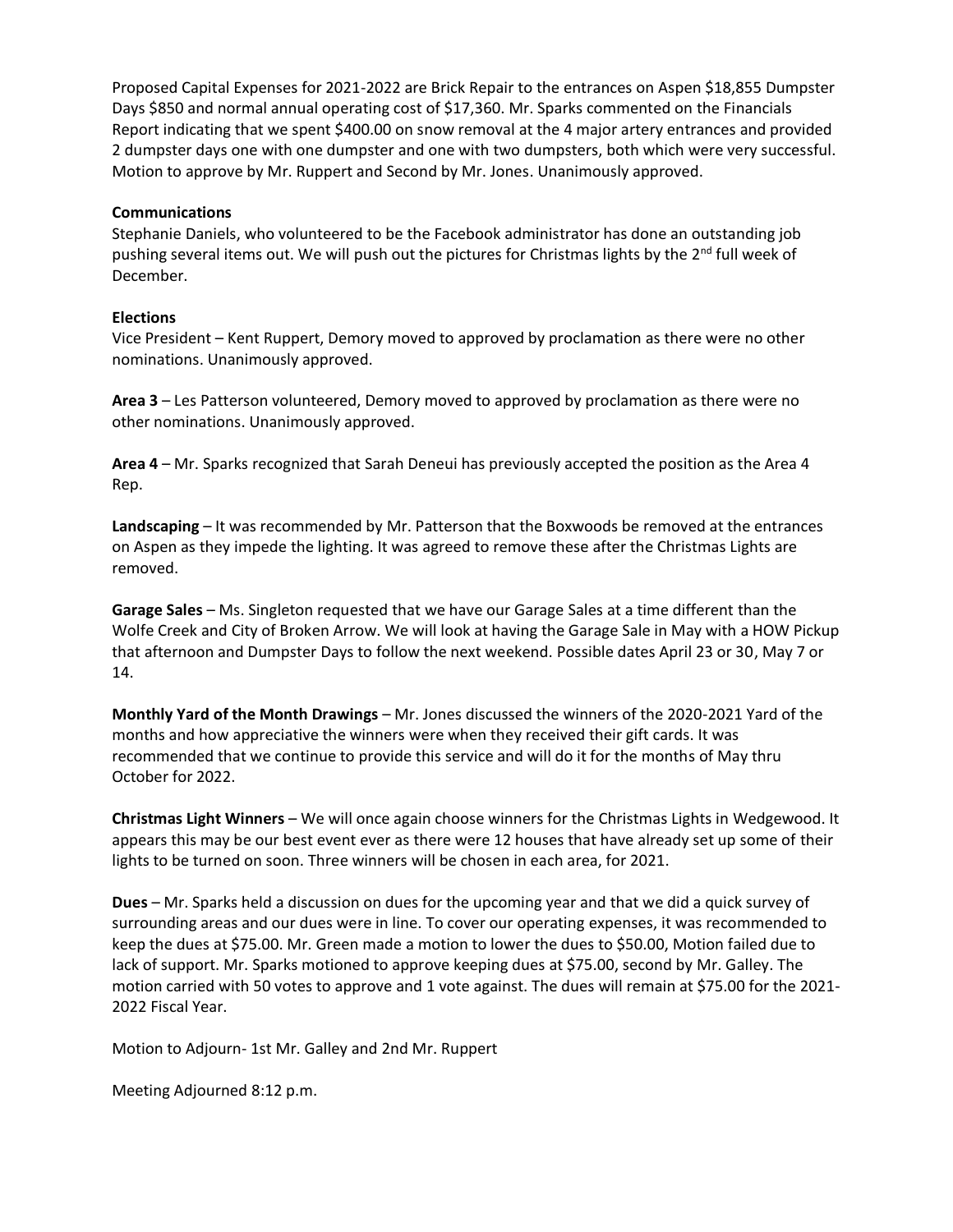Proposed Capital Expenses for 2021-2022 are Brick Repair to the entrances on Aspen $18,855 Dumpster Days $850 and normal annual operating cost of $17,360. Mr. Sparks commented on the Financials Report indicating that we spent $400.00 on snow removal at the 4 major artery entrances and provided 2 dumpster days one with one dumpster and one with two dumpsters, both which were very successful. Motion to approve by Mr. Ruppert and Second by Mr. Jones. Unanimously approved.

**Communications**

Stephanie Daniels, who volunteered to be the Facebook administrator has done an outstanding job pushing several items out. We will push out the pictures for Christmas lights by the 2nd full week of December.

**Elections**

Vice President – Kent Ruppert, Demory moved to approved by proclamation as there were no other nominations. Unanimously approved.

**Area 3** – Les Patterson volunteered, Demory moved to approved by proclamation as there were no other nominations. Unanimously approved.

**Area 4** – Mr. Sparks recognized that Sarah Deneui has previously accepted the position as the Area 4 Rep.

**Landscaping** – It was recommended by Mr. Patterson that the Boxwoods be removed at the entrances on Aspen as they impede the lighting. It was agreed to remove these after the Christmas Lights are removed.

**Garage Sales** – Ms. Singleton requested that we have our Garage Sales at a time different than the Wolfe Creek and City of Broken Arrow. We will look at having the Garage Sale in May with a HOW Pickup that afternoon and Dumpster Days to follow the next weekend. Possible dates April 23 or 30, May 7 or 14.

**Monthly Yard of the Month Drawings** – Mr. Jones discussed the winners of the 2020-2021 Yard of the months and how appreciative the winners were when they received their gift cards. It was recommended that we continue to provide this service and will do it for the months of May thru October for 2022.

**Christmas Light Winners** – We will once again choose winners for the Christmas Lights in Wedgewood. It appears this may be our best event ever as there were 12 houses that have already set up some of their lights to be turned on soon. Three winners will be chosen in each area, for 2021.

**Dues** – Mr. Sparks held a discussion on dues for the upcoming year and that we did a quick survey of surrounding areas and our dues were in line. To cover our operating expenses, it was recommended to keep the dues at $75.00. Mr. Green made a motion to lower the dues to $50.00, Motion failed due to lack of support. Mr. Sparks motioned to approve keeping dues at $75.00, second by Mr. Galley. The motion carried with 50 votes to approve and 1 vote against. The dues will remain at $75.00 for the 2021-2022 Fiscal Year.

Motion to Adjourn- 1st Mr. Galley and 2nd Mr. Ruppert

Meeting Adjourned 8:12 p.m.